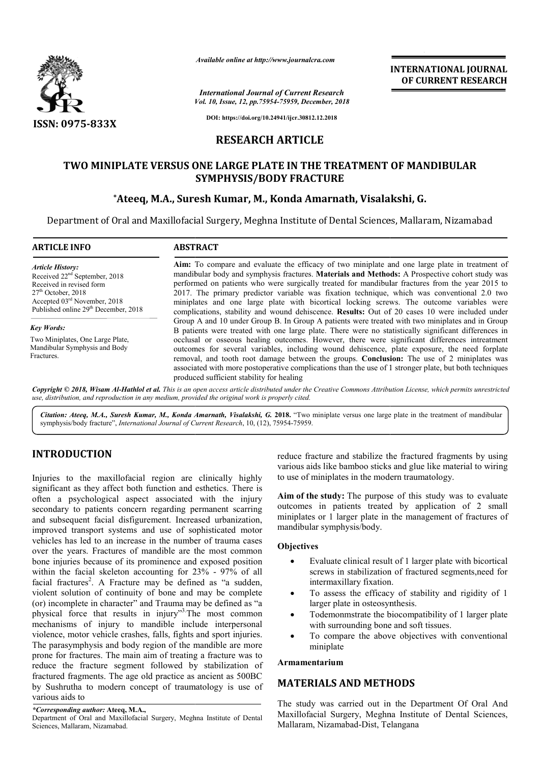*Available online at http://www.journalcra.com*

*International Journal of Current Research*
*Vol. 10, Issue, 12, pp.75954-75959, December, 2018*

**DOI: https://doi.org/10.24941/ijcr.30812.12.2018**

**INTERNATIONAL JOURNAL OF CURRENT RESEARCH**

**ISSN: 0975-833X**

# RESEARCH ARTICLE

# TWO MINIPLATE VERSUS ONE LARGE PLATE IN THE TREATMENT OF MANDIBULAR SYMPHYSIS/BODY FRACTURE

**\*Ateeq, M.A., Suresh Kumar, M., Konda Amarnath, Visalakshi, G.**

Department of Oral and Maxillofacial Surgery, Meghna Institute of Dental Sciences, Mallaram, Nizamabad

**ARTICLE INFO**

*Article History:*
Received 22[nd] September, 2018
Received in revised form
27[th] October, 2018
Accepted 03[rd] November, 2018
Published online 29[th] December, 2018

*Key Words:*
Two Miniplates, One Large Plate, Mandibular Symphysis and Body Fractures.

**ABSTRACT**

**Aim:** To compare and evaluate the efficacy of two miniplate and one large plate in treatment of mandibular body and symphysis fractures. **Materials and Methods:** A Prospective cohort study was performed on patients who were surgically treated for mandibular fractures from the year 2015 to 2017. The primary predictor variable was fixation technique, which was conventional 2.0 two miniplates and one large plate with bicortical locking screws. The outcome variables were complications, stability and wound dehiscence. **Results:** Out of 20 cases 10 were included under Group A and 10 under Group B. In Group A patients were treated with two miniplates and in Group B patients were treated with one large plate. There were no statistically significant differences in occlusal or osseous healing outcomes. However, there were significant differences intreatment outcomes for several variables, including wound dehiscence, plate exposure, the need forplate removal, and tooth root damage between the groups. **Conclusion:** The use of 2 miniplates was associated with more postoperative complications than the use of 1 stronger plate, but both techniques produced sufficient stability for healing

*Copyright © 2018, Wisam Al-Hathlol et al. This is an open access article distributed under the Creative Commons Attribution License, which permits unrestricted use, distribution, and reproduction in any medium, provided the original work is properly cited.*

*Citation: Ateeq, M.A., Suresh Kumar, M., Konda Amarnath, Visalakshi, G.* **2018.** "Two miniplate versus one large plate in the treatment of mandibular symphysis/body fracture", *International Journal of Current Research*, 10, (12), 75954-75959.

## INTRODUCTION

Injuries to the maxillofacial region are clinically highly significant as they affect both function and esthetics. There is often a psychological aspect associated with the injury secondary to patients concern regarding permanent scarring and subsequent facial disfigurement. Increased urbanization, improved transport systems and use of sophisticated motor vehicles has led to an increase in the number of trauma cases over the years. Fractures of mandible are the most common bone injuries because of its prominence and exposed position within the facial skeleton accounting for 23% - 97% of all facial fractures[2]. A Fracture may be defined as "a sudden, violent solution of continuity of bone and may be complete (or) incomplete in character" and Trauma may be defined as "a physical force that results in injury"[3]. The most common mechanisms of injury to mandible include interpersonal violence, motor vehicle crashes, falls, fights and sport injuries. The parasymphysis and body region of the mandible are more prone for fractures. The main aim of treating a fracture was to reduce the fracture segment followed by stabilization of fractured fragments. The age old practice as ancient as 500BC by Sushrutha to modern concept of traumatology is use of various aids to reduce fracture and stabilize the fractured fragments by using various aids like bamboo sticks and glue like material to wiring to use of miniplates in the modern traumatology.

**Aim of the study:** The purpose of this study was to evaluate outcomes in patients treated by application of 2 small miniplates or 1 larger plate in the management of fractures of mandibular symphysis/body.

**Objectives**

- Evaluate clinical result of 1 larger plate with bicortical screws in stabilization of fractured segments,need for intermaxillary fixation.
- To assess the efficacy of stability and rigidity of 1 larger plate in osteosynthesis.
- Todemonmstrate the biocompatibility of 1 larger plate with surrounding bone and soft tissues.
- To compare the above objectives with conventional miniplate

**Armamentarium**

## MATERIALS AND METHODS

The study was carried out in the Department Of Oral And Maxillofacial Surgery, Meghna Institute of Dental Sciences, Mallaram, Nizamabad-Dist, Telangana

*\*Corresponding author:* **Ateeq, M.A.,**
Department of Oral and Maxillofacial Surgery, Meghna Institute of Dental Sciences, Mallaram, Nizamabad.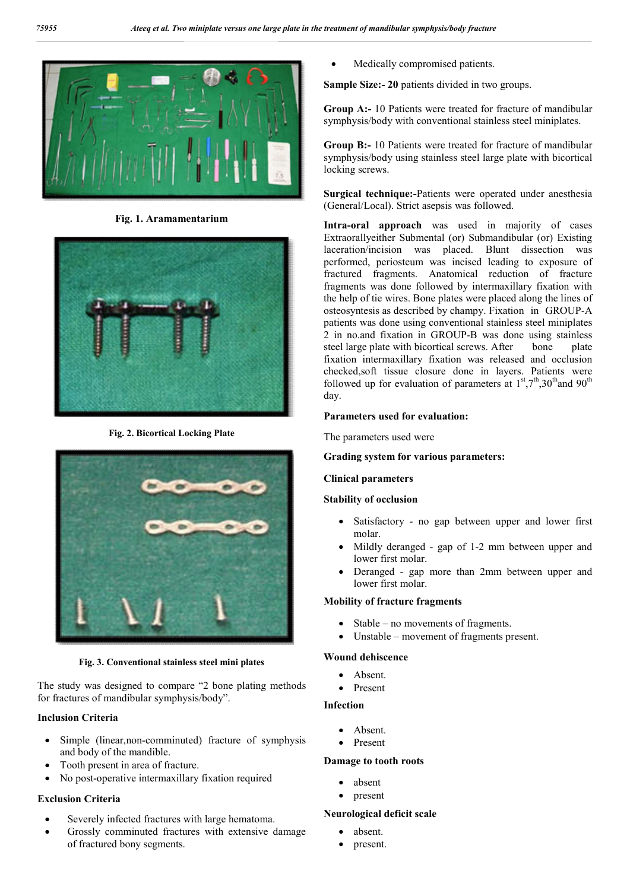Fig. 1. Aramamentarium

Fig. 2. Bicortical Locking Plate

Fig. 3. Conventional stainless steel mini plates

The study was designed to compare "2 bone plating methods for fractures of mandibular symphysis/body".

**Inclusion Criteria**

- Simple (linear,non-comminuted) fracture of symphysis and body of the mandible.
- Tooth present in area of fracture.
- No post-operative intermaxillary fixation required

**Exclusion Criteria**

- Severely infected fractures with large hematoma.
- Grossly comminuted fractures with extensive damage of fractured bony segments.
- Medically compromised patients.

**Sample Size:- 20** patients divided in two groups.

**Group A:-** 10 Patients were treated for fracture of mandibular symphysis/body with conventional stainless steel miniplates.

**Group B:-** 10 Patients were treated for fracture of mandibular symphysis/body using stainless steel large plate with bicortical locking screws.

**Surgical technique:-**Patients were operated under anesthesia (General/Local). Strict asepsis was followed.

**Intra-oral approach** was used in majority of cases Extraorallyeither Submental (or) Submandibular (or) Existing laceration/incision was placed. Blunt dissection was performed, periosteum was incised leading to exposure of fractured fragments. Anatomical reduction of fracture fragments was done followed by intermaxillary fixation with the help of tie wires. Bone plates were placed along the lines of osteosynthesis as described by champy. Fixation in GROUP-A patients was done using conventional stainless steel miniplates 2 in no.and fixation in GROUP-B was done using stainless steel large plate with bicortical screws. After bone plate fixation intermaxillary fixation was released and occlusion checked,soft tissue closure done in layers. Patients were followed up for evaluation of parameters at 1st,7th,30th and 90th day.

**Parameters used for evaluation:**

The parameters used were

**Grading system for various parameters:**

**Clinical parameters**

**Stability of occlusion**

- Satisfactory - no gap between upper and lower first molar.
- Mildly deranged - gap of 1-2 mm between upper and lower first molar.
- Deranged - gap more than 2mm between upper and lower first molar.

**Mobility of fracture fragments**

- Stable – no movements of fragments.
- Unstable – movement of fragments present.

**Wound dehiscence**

- Absent.
- Present

**Infection**

- Absent.
- Present

**Damage to tooth roots**

- absent
- present

**Neurological deficit scale**

- absent.
- present.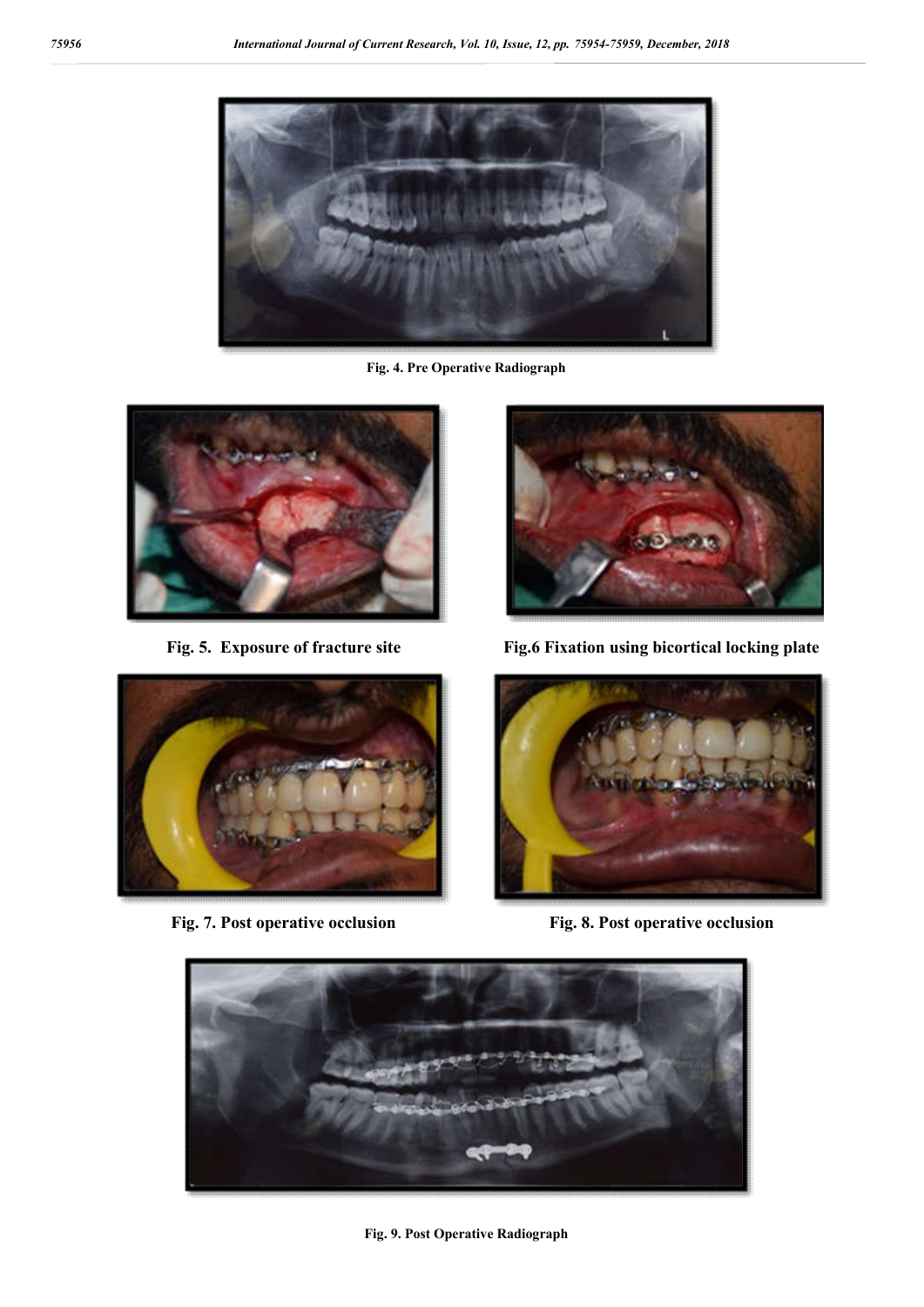Fig. 4. Pre Operative Radiograph

Fig. 5. Exposure of fracture site

Fig.6 Fixation using bicortical locking plate

Fig. 7. Post operative occlusion

Fig. 8. Post operative occlusion

Fig. 9. Post Operative Radiograph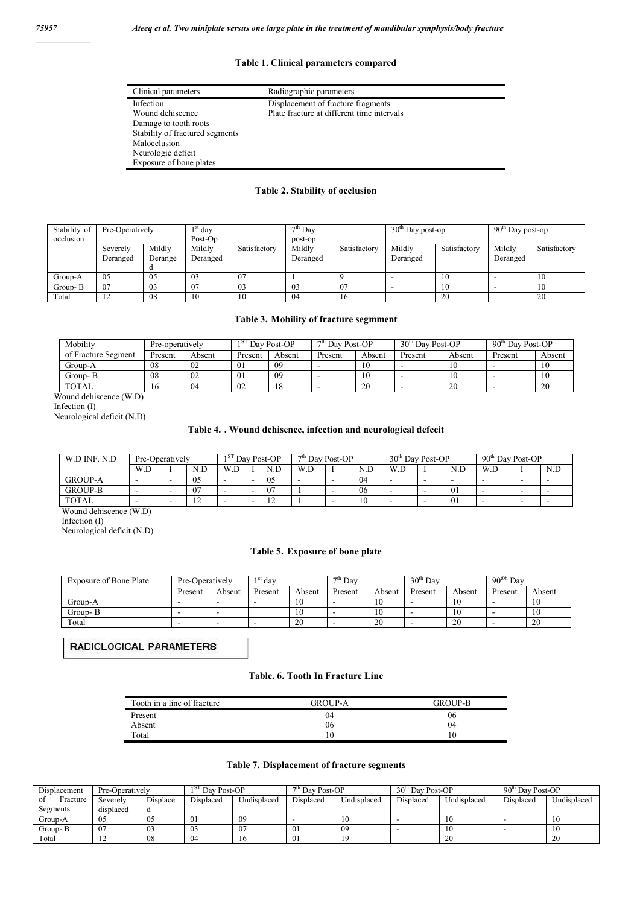**Table 1. Clinical parameters compared**

| Clinical parameters | Radiographic parameters |
|---|---|
| Infection | Displacement of fracture fragments |
| Wound dehiscence | Plate fracture at different time intervals |
| Damage to tooth roots | |
| Stability of fractured segments | |
| Malocclusion | |
| Neurologic deficit | |
| Exposure of bone plates | |

**Table 2. Stability of occlusion**

| Stability of occlusion | Pre-Operatively | | 1st day Post-Op | | 7th Day post-op | | 30th Day post-op | | 90th Day post-op | |
|---|---|---|---|---|---|---|---|---|---|---|
| | Severely Deranged | Mildly Deranged | Mildly Deranged | Satisfactory | Mildly Deranged | Satisfactory | Mildly Deranged | Satisfactory | Mildly Deranged | Satisfactory |
| Group-A | 05 | 05 | 03 | 07 | 1 | 9 | - | 10 | - | 10 |
| Group- B | 07 | 03 | 07 | 03 | 03 | 07 | - | 10 | - | 10 |
| Total | 12 | 08 | 10 | 10 | 04 | 16 | | 20 | | 20 |

**Table 3. Mobility of fracture segmment**

| Mobility of Fracture Segment | Pre-operatively | | 1ST Day Post-OP | | 7th Day Post-OP | | 30th Day Post-OP | | 90th Day Post-OP | |
|---|---|---|---|---|---|---|---|---|---|---|
| | Present | Absent | Present | Absent | Present | Absent | Present | Absent | Present | Absent |
| Group-A | 08 | 02 | 01 | 09 | - | 10 | - | 10 | - | 10 |
| Group- B | 08 | 02 | 01 | 09 | - | 10 | - | 10 | - | 10 |
| TOTAL | 16 | 04 | 02 | 18 | - | 20 | - | 20 | - | 20 |

Wound dehiscence (W.D)
Infection (I)
Neurological deficit (N.D)

**Table 4. . Wound dehisence, infection and neurological defecit**

| W.D INF. N.D | Pre-Operatively | | | 1ST Day Post-OP | | | 7th Day Post-OP | | | 30th Day Post-OP | | | 90th Day Post-OP | | |
|---|---|---|---|---|---|---|---|---|---|---|---|---|---|---|---|
| | W.D | I | N.D | W.D | I | N.D | W.D | I | N.D | W.D | I | N.D | W.D | I | N.D |
| GROUP-A | - | - | 05 | - | - | 05 | - | - | 04 | - | - | - | - | - | - |
| GROUP-B | - | - | 07 | - | - | 07 | 1 | - | 06 | - | - | 01 | - | - | - |
| TOTAL | - | - | 12 | - | - | 12 | 1 | - | 10 | - | - | 01 | - | - | - |

Wound dehiscence (W.D)
Infection (I)
Neurological deficit (N.D)

**Table 5. Exposure of bone plate**

| Exposure of Bone Plate | Pre-Operatively | | 1st day | | 7th Day | | 30th Day | | 90tth Day | |
|---|---|---|---|---|---|---|---|---|---|---|
| | Present | Absent | Present | Absent | Present | Absent | Present | Absent | Present | Absent |
| Group-A | - | - | - | 10 | - | 10 | - | 10 | - | 10 |
| Group- B | - | - | | 10 | - | 10 | - | 10 | - | 10 |
| Total | - | - | - | 20 | - | 20 | - | 20 | - | 20 |

## RADIOLOGICAL PARAMETERS

**Table. 6. Tooth In Fracture Line**

| Tooth in a line of fracture | GROUP-A | GROUP-B |
|---|---|---|
| Present | 04 | 06 |
| Absent | 06 | 04 |
| Total | 10 | 10 |

**Table 7. Displacement of fracture segments**

| Displacement of Fracture Segments | Pre-Operatively | | 1ST Day Post-OP | | 7th Day Post-OP | | 30th Day Post-OP | | 90th Day Post-OP | |
|---|---|---|---|---|---|---|---|---|---|---|
| | Severely displaced | Displaced | Displaced | Undisplaced | Displaced | Undisplaced | Displaced | Undisplaced | Displaced | Undisplaced |
| Group-A | 05 | 05 | 01 | 09 | - | 10 | - | 10 | - | 10 |
| Group- B | 07 | 03 | 03 | 07 | 01 | 09 | - | 10 | - | 10 |
| Total | 12 | 08 | 04 | 16 | 01 | 19 | | 20 | | 20 |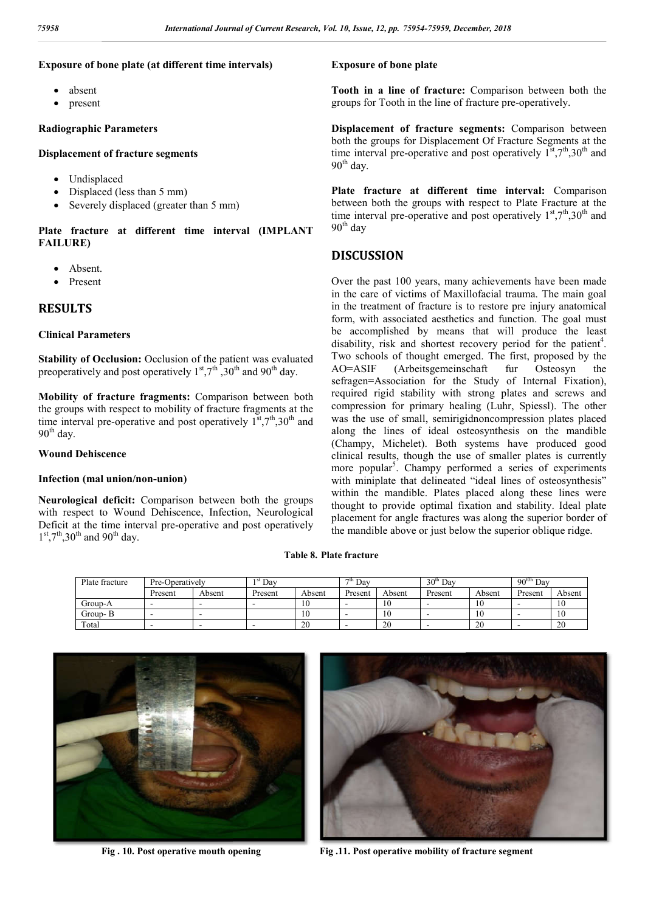**Exposure of bone plate (at different time intervals)**

- absent
- present

**Radiographic Parameters**

**Displacement of fracture segments**

- Undisplaced
- Displaced (less than 5 mm)
- Severely displaced (greater than 5 mm)

**Plate fracture at different time interval (IMPLANT FAILURE)**

- Absent.
- Present

## RESULTS

**Clinical Parameters**

**Stability of Occlusion:** Occlusion of the patient was evaluated preoperatively and post operatively 1st,7th ,30th and 90th day.

**Mobility of fracture fragments:** Comparison between both the groups with respect to mobility of fracture fragments at the time interval pre-operative and post operatively 1st,7th,30th and 90th day.

**Wound Dehiscence**

**Infection (mal union/non-union)**

**Neurological deficit:** Comparison between both the groups with respect to Wound Dehiscence, Infection, Neurological Deficit at the time interval pre-operative and post operatively 1st,7th,30th and 90th day.

**Exposure of bone plate**

**Tooth in a line of fracture:** Comparison between both the groups for Tooth in the line of fracture pre-operatively.

**Displacement of fracture segments:** Comparison between both the groups for Displacement Of Fracture Segments at the time interval pre-operative and post operatively 1st,7th,30th and 90th day.

**Plate fracture at different time interval:** Comparison between both the groups with respect to Plate Fracture at the time interval pre-operative and post operatively 1st,7th,30th and 90th day

## DISCUSSION

Over the past 100 years, many achievements have been made in the care of victims of Maxillofacial trauma. The main goal in the treatment of fracture is to restore pre injury anatomical form, with associated aesthetics and function. The goal must be accomplished by means that will produce the least disability, risk and shortest recovery period for the patient[4]. Two schools of thought emerged. The first, proposed by the AO=ASIF (Arbeitsgemeinschaft fur Osteosyn the sefragen=Association for the Study of Internal Fixation), required rigid stability with strong plates and screws and compression for primary healing (Luhr, Spiessl). The other was the use of small, semirigidnoncompression plates placed along the lines of ideal osteosynthesis on the mandible (Champy, Michelet). Both systems have produced good clinical results, though the use of smaller plates is currently more popular[5]. Champy performed a series of experiments with miniplate that delineated "ideal lines of osteosynthesis" within the mandible. Plates placed along these lines were thought to provide optimal fixation and stability. Ideal plate placement for angle fractures was along the superior border of the mandible above or just below the superior oblique ridge.

**Table 8. Plate fracture**

| Plate fracture | Pre-Operatively | | 1st Day | | 7th Day | | 30th Day | | 90th Day | |
|---|---|---|---|---|---|---|---|---|---|---|
| | Present | Absent | Present | Absent | Present | Absent | Present | Absent | Present | Absent |
| Group-A | - | - | - | 10 | - | 10 | - | 10 | - | 10 |
| Group- B | - | - | | 10 | - | 10 | - | 10 | - | 10 |
| Total | - | - | - | 20 | - | 20 | - | 20 | - | 20 |

Fig . 10. Post operative mouth opening

Fig .11. Post operative mobility of fracture segment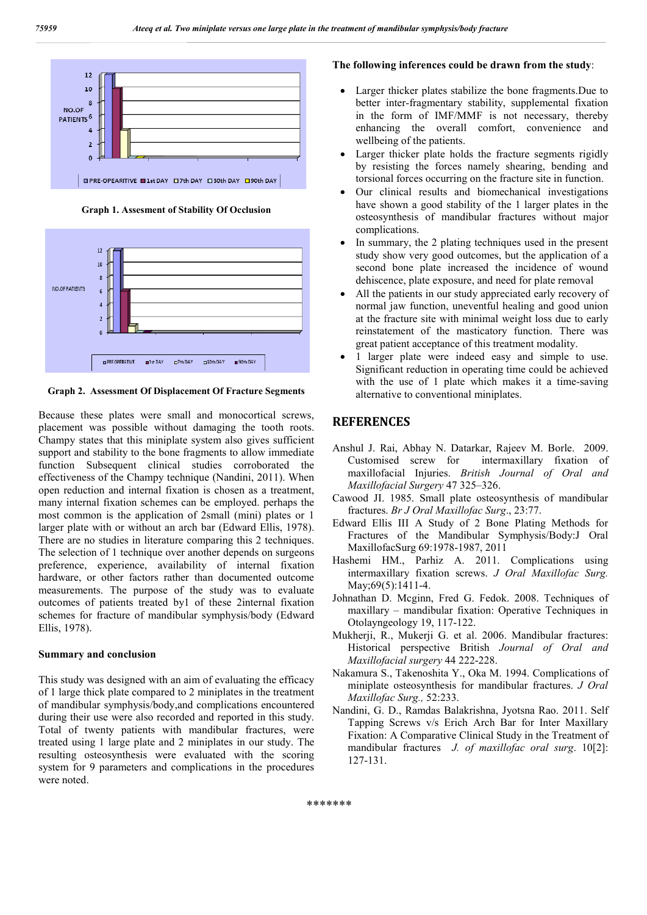12
10
8
NO.OF PATIENTS 6
4
2
0

PRE-OPEARITIVE 1st DAY 7th DAY 30th DAY 90th DAY

**Graph 1. Assesment of Stability Of Occlusion**

12
10
8
NO.OF PATIENTS 6
4
2
0

PREOPERATIVE 1st DAY 7th DAY 30th DAY 90th DAY

**Graph 2. Assessment Of Displacement Of Fracture Segments**

Because these plates were small and monocortical screws, placement was possible without damaging the tooth roots. Champy states that this miniplate system also gives sufficient support and stability to the bone fragments to allow immediate function Subsequent clinical studies corroborated the effectiveness of the Champy technique (Nandini, 2011). When open reduction and internal fixation is chosen as a treatment, many internal fixation schemes can be employed. perhaps the most common is the application of 2small (mini) plates or 1 larger plate with or without an arch bar (Edward Ellis, 1978). There are no studies in literature comparing this 2 techniques. The selection of 1 technique over another depends on surgeons preference, experience, availability of internal fixation hardware, or other factors rather than documented outcome measurements. The purpose of the study was to evaluate outcomes of patients treated by1 of these 2internal fixation schemes for fracture of mandibular symphysis/body (Edward Ellis, 1978).

### Summary and conclusion

This study was designed with an aim of evaluating the efficacy of 1 large thick plate compared to 2 miniplates in the treatment of mandibular symphysis/body,and complications encountered during their use were also recorded and reported in this study. Total of twenty patients with mandibular fractures, were treated using 1 large plate and 2 miniplates in our study. The resulting osteosynthesis were evaluated with the scoring system for 9 parameters and complications in the procedures were noted.

**The following inferences could be drawn from the study**:

- Larger thicker plates stabilize the bone fragments.Due to better inter-fragmentary stability, supplemental fixation in the form of IMF/MMF is not necessary, thereby enhancing the overall comfort, convenience and wellbeing of the patients.
- Larger thicker plate holds the fracture segments rigidly by resisting the forces namely shearing, bending and torsional forces occurring on the fracture site in function.
- Our clinical results and biomechanical investigations have shown a good stability of the 1 larger plates in the osteosynthesis of mandibular fractures without major complications.
- In summary, the 2 plating techniques used in the present study show very good outcomes, but the application of a second bone plate increased the incidence of wound dehiscence, plate exposure, and need for plate removal
- All the patients in our study appreciated early recovery of normal jaw function, uneventful healing and good union at the fracture site with minimal weight loss due to early reinstatement of the masticatory function. There was great patient acceptance of this treatment modality.
- 1 larger plate were indeed easy and simple to use. Significant reduction in operating time could be achieved with the use of 1 plate which makes it a time-saving alternative to conventional miniplates.

## REFERENCES

Anshul J. Rai, Abhay N. Datarkar, Rajeev M. Borle. 2009. Customised screw for intermaxillary fixation of maxillofacial Injuries. *British Journal of Oral and Maxillofacial Surgery* 47 325–326.

Cawood JI. 1985. Small plate osteosynthesis of mandibular fractures. *Br J Oral Maxillofac Surg*., 23:77.

Edward Ellis III A Study of 2 Bone Plating Methods for Fractures of the Mandibular Symphysis/Body:J Oral MaxillofacSurg 69:1978-1987, 2011

Hashemi HM., Parhiz A. 2011. Complications using intermaxillary fixation screws. *J Oral Maxillofac Surg.* May;69(5):1411-4.

Johnathan D. Mcginn, Fred G. Fedok. 2008. Techniques of maxillary – mandibular fixation: Operative Techniques in Otolayngeology 19, 117-122.

Mukherji, R., Mukerji G. et al. 2006. Mandibular fractures: Historical perspective British *Journal of Oral and Maxillofacial surgery* 44 222-228.

Nakamura S., Takenoshita Y., Oka M. 1994. Complications of miniplate osteosynthesis for mandibular fractures. *J Oral Maxillofac Surg.,* 52:233.

Nandini, G. D., Ramdas Balakrishna, Jyotsna Rao. 2011. Self Tapping Screws v/s Erich Arch Bar for Inter Maxillary Fixation: A Comparative Clinical Study in the Treatment of mandibular fractures *J. of maxillofac oral surg*. 10[2]: 127-131.

*******